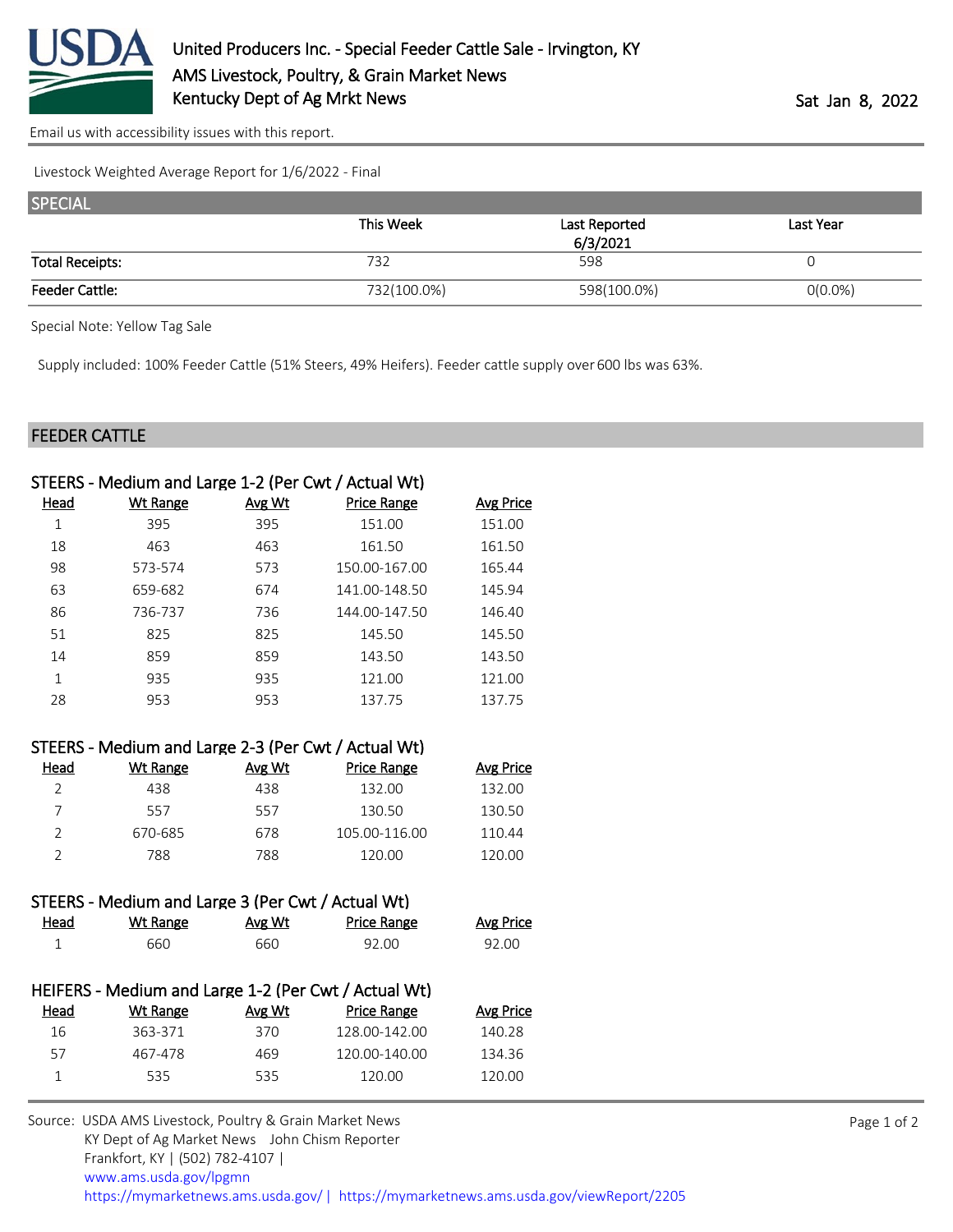# United Producers Inc. - Special Feeder Cattle Sale - Irvington, KY

AMS Livestock, Poultry, & Grain Market News
Kentucky Dept of Ag Mrkt News

Sat Jan 8, 2022

Email us with accessibility issues with this report.

Livestock Weighted Average Report for 1/6/2022 - Final

## SPECIAL

| | This Week | Last Reported 6/3/2021 | Last Year |
|---|---|---|---|
| Total Receipts: | 732 | 598 | 0 |
| Feeder Cattle: | 732(100.0%) | 598(100.0%) | 0(0.0%) |

Special Note: Yellow Tag Sale

Supply included: 100% Feeder Cattle (51% Steers, 49% Heifers). Feeder cattle supply over 600 lbs was 63%.

## FEEDER CATTLE

### STEERS - Medium and Large 1-2 (Per Cwt / Actual Wt)

| Head | Wt Range | Avg Wt | Price Range | Avg Price |
|---|---|---|---|---|
| 1 | 395 | 395 | 151.00 | 151.00 |
| 18 | 463 | 463 | 161.50 | 161.50 |
| 98 | 573-574 | 573 | 150.00-167.00 | 165.44 |
| 63 | 659-682 | 674 | 141.00-148.50 | 145.94 |
| 86 | 736-737 | 736 | 144.00-147.50 | 146.40 |
| 51 | 825 | 825 | 145.50 | 145.50 |
| 14 | 859 | 859 | 143.50 | 143.50 |
| 1 | 935 | 935 | 121.00 | 121.00 |
| 28 | 953 | 953 | 137.75 | 137.75 |

### STEERS - Medium and Large 2-3 (Per Cwt / Actual Wt)

| Head | Wt Range | Avg Wt | Price Range | Avg Price |
|---|---|---|---|---|
| 2 | 438 | 438 | 132.00 | 132.00 |
| 7 | 557 | 557 | 130.50 | 130.50 |
| 2 | 670-685 | 678 | 105.00-116.00 | 110.44 |
| 2 | 788 | 788 | 120.00 | 120.00 |

### STEERS - Medium and Large 3 (Per Cwt / Actual Wt)

| Head | Wt Range | Avg Wt | Price Range | Avg Price |
|---|---|---|---|---|
| 1 | 660 | 660 | 92.00 | 92.00 |

### HEIFERS - Medium and Large 1-2 (Per Cwt / Actual Wt)

| Head | Wt Range | Avg Wt | Price Range | Avg Price |
|---|---|---|---|---|
| 16 | 363-371 | 370 | 128.00-142.00 | 140.28 |
| 57 | 467-478 | 469 | 120.00-140.00 | 134.36 |
| 1 | 535 | 535 | 120.00 | 120.00 |

Source: USDA AMS Livestock, Poultry & Grain Market News
KY Dept of Ag Market News John Chism Reporter
Frankfort, KY | (502) 782-4107 |
www.ams.usda.gov/lpgmn
https://mymarketnews.ams.usda.gov/ | https://mymarketnews.ams.usda.gov/viewReport/2205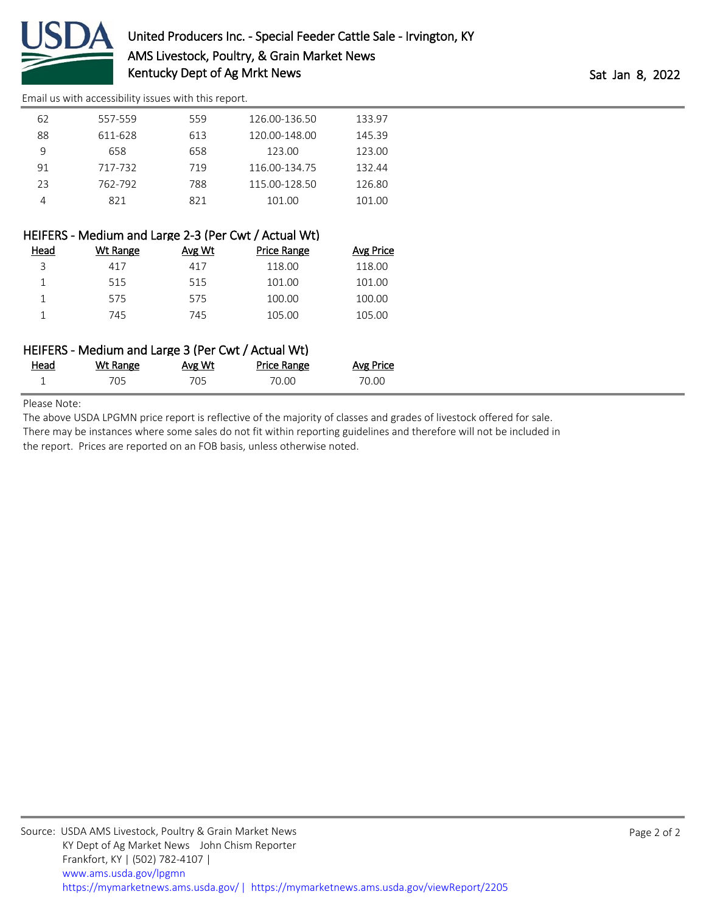| Head | Wt Range | Avg Wt | Price Range | Avg Price |
|---|---|---|---|---|
| 62 | 557-559 | 559 | 126.00-136.50 | 133.97 |
| 88 | 611-628 | 613 | 120.00-148.00 | 145.39 |
| 9 | 658 | 658 | 123.00 | 123.00 |
| 91 | 717-732 | 719 | 116.00-134.75 | 132.44 |
| 23 | 762-792 | 788 | 115.00-128.50 | 126.80 |
| 4 | 821 | 821 | 101.00 | 101.00 |

## HEIFERS - Medium and Large 2-3 (Per Cwt / Actual Wt)

| Head | Wt Range | Avg Wt | Price Range | Avg Price |
|---|---|---|---|---|
| 3 | 417 | 417 | 118.00 | 118.00 |
| 1 | 515 | 515 | 101.00 | 101.00 |
| 1 | 575 | 575 | 100.00 | 100.00 |
| 1 | 745 | 745 | 105.00 | 105.00 |

## HEIFERS - Medium and Large 3 (Per Cwt / Actual Wt)

| Head | Wt Range | Avg Wt | Price Range | Avg Price |
|---|---|---|---|---|
| 1 | 705 | 705 | 70.00 | 70.00 |

Please Note:

The above USDA LPGMN price report is reflective of the majority of classes and grades of livestock offered for sale. There may be instances where some sales do not fit within reporting guidelines and therefore will not be included in the report. Prices are reported on an FOB basis, unless otherwise noted.

Source: USDA AMS Livestock, Poultry & Grain Market News
KY Dept of Ag Market News John Chism Reporter
Frankfort, KY | (502) 782-4107 |
www.ams.usda.gov/lpgmn
https://mymarketnews.ams.usda.gov/ | https://mymarketnews.ams.usda.gov/viewReport/2205